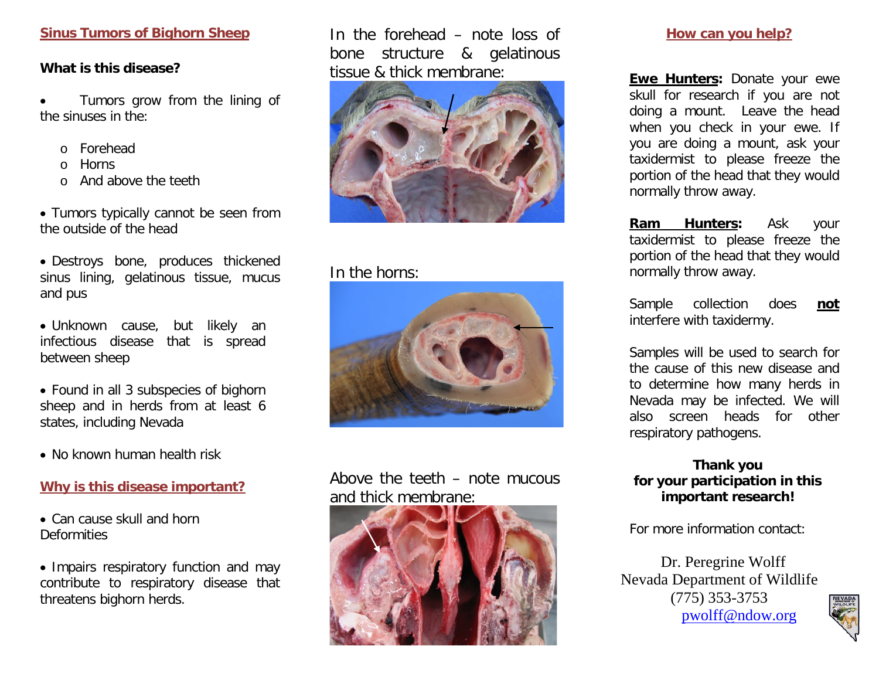## Sinus Tumors of Bighorn Sheep

**What is this disease?**

- Tumors grow from the lining of the sinuses in the:
  - Forehead
  - Horns
  - And above the teeth
- Tumors typically cannot be seen from the outside of the head
- Destroys bone, produces thickened sinus lining, gelatinous tissue, mucus and pus
- Unknown cause, but likely an infectious disease that is spread between sheep
- Found in all 3 subspecies of bighorn sheep and in herds from at least 6 states, including Nevada
- No known human health risk

## Why is this disease important?

- Can cause skull and horn Deformities
- Impairs respiratory function and may contribute to respiratory disease that threatens bighorn herds.

In the forehead – note loss of bone structure & gelatinous tissue & thick membrane:

In the horns:

Above the teeth – note mucous and thick membrane:

## How can you help?

**Ewe Hunters:** Donate your ewe skull for research if you are not doing a mount. Leave the head when you check in your ewe. If you are doing a mount, ask your taxidermist to please freeze the portion of the head that they would normally throw away.

**Ram Hunters:** Ask your taxidermist to please freeze the portion of the head that they would normally throw away.

Sample collection does **not** interfere with taxidermy.

Samples will be used to search for the cause of this new disease and to determine how many herds in Nevada may be infected. We will also screen heads for other respiratory pathogens.

**Thank you for your participation in this important research!**

For more information contact:

Dr. Peregrine Wolff
Nevada Department of Wildlife
(775) 353-3753
pwolff@ndow.org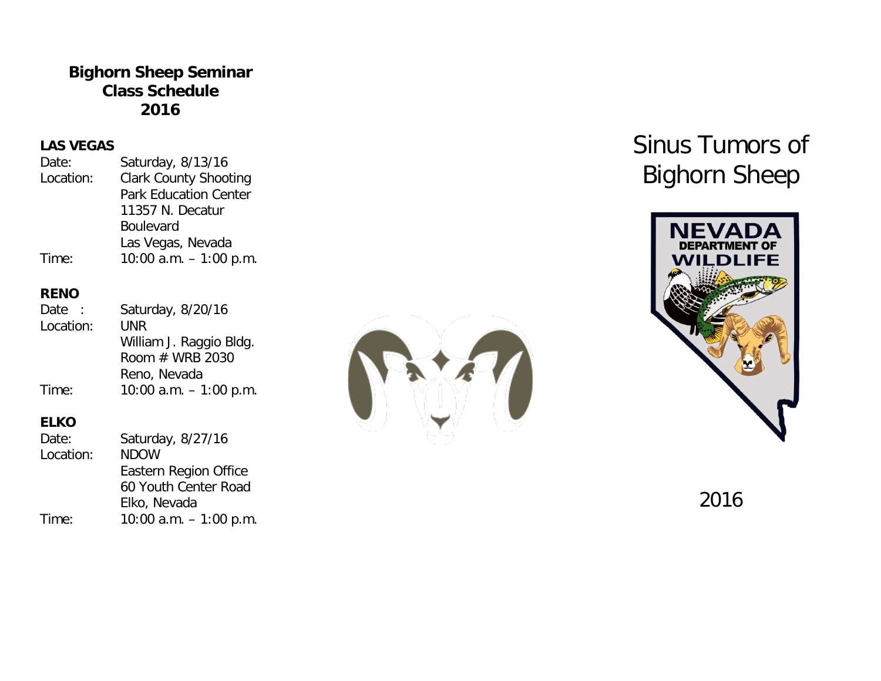**Bighorn Sheep Seminar**
**Class Schedule**
**2016**

**LAS VEGAS**

Date: Saturday, 8/13/16
Location: Clark County Shooting Park Education Center
11357 N. Decatur Boulevard
Las Vegas, Nevada
Time: 10:00 a.m. – 1:00 p.m.

**RENO**

Date : Saturday, 8/20/16
Location: UNR
William J. Raggio Bldg.
Room # WRB 2030
Reno, Nevada
Time: 10:00 a.m. – 1:00 p.m.

**ELKO**

Date: Saturday, 8/27/16
Location: NDOW
Eastern Region Office
60 Youth Center Road
Elko, Nevada
Time: 10:00 a.m. – 1:00 p.m.

# Sinus Tumors of Bighorn Sheep

NEVADA DEPARTMENT OF WILDLIFE

2016